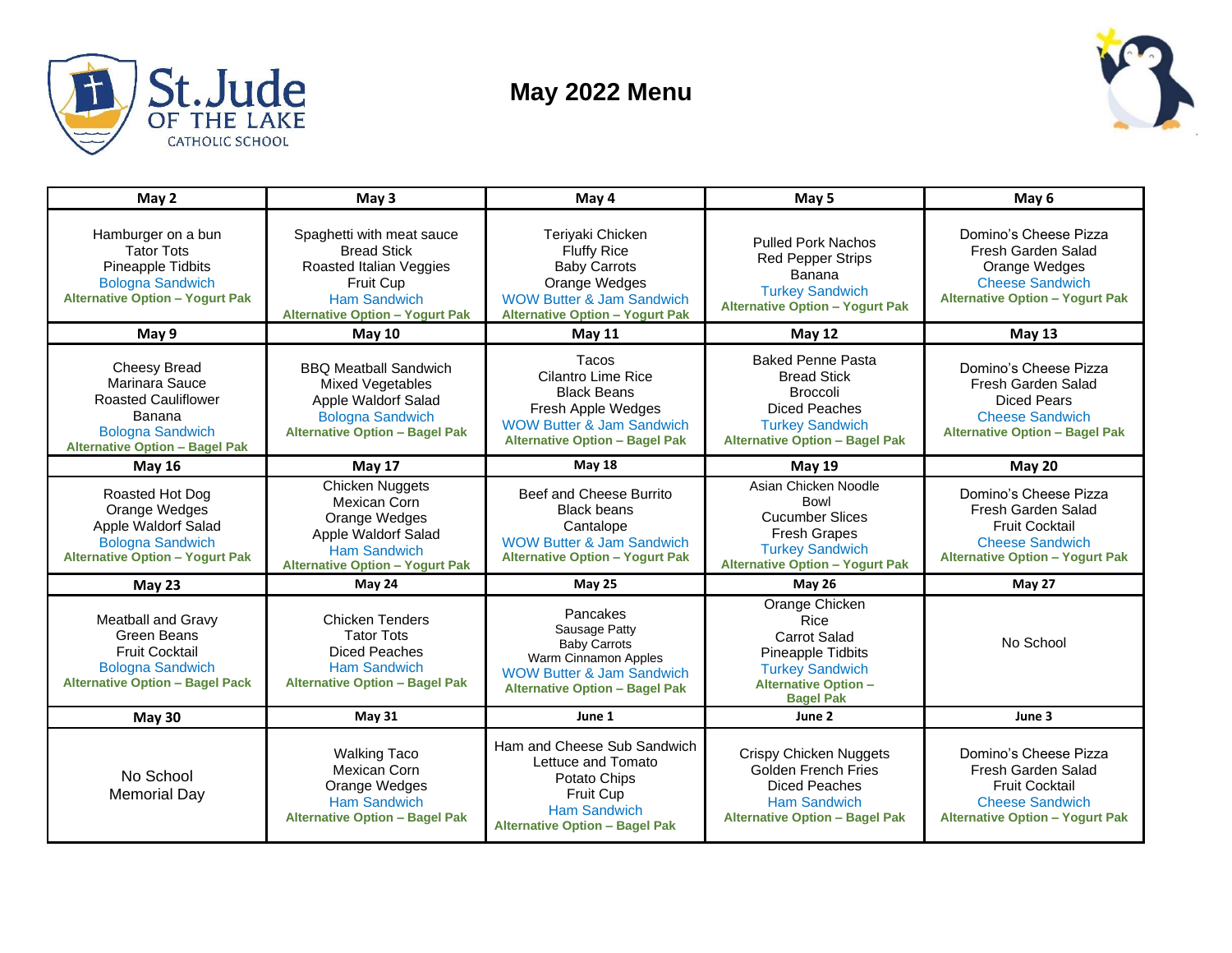St.Jude OF THE LAKE CATHOLIC SCHOOL

# May 2022 Menu

| May 2 | May 3 | May 4 | May 5 | May 6 |
|---|---|---|---|---|
| Hamburger on a bun<br>Tator Tots<br>Pineapple Tidbits<br>Bologna Sandwich<br>**Alternative Option – Yogurt Pak** | Spaghetti with meat sauce<br>Bread Stick<br>Roasted Italian Veggies<br>Fruit Cup<br>Ham Sandwich<br>**Alternative Option – Yogurt Pak** | Teriyaki Chicken<br>Fluffy Rice<br>Baby Carrots<br>Orange Wedges<br>WOW Butter & Jam Sandwich<br>**Alternative Option – Yogurt Pak** | Pulled Pork Nachos<br>Red Pepper Strips<br>Banana<br>Turkey Sandwich<br>**Alternative Option – Yogurt Pak** | Domino's Cheese Pizza<br>Fresh Garden Salad<br>Orange Wedges<br>Cheese Sandwich<br>**Alternative Option – Yogurt Pak** |
| **May 9** | **May 10** | **May 11** | **May 12** | **May 13** |
| Cheesy Bread<br>Marinara Sauce<br>Roasted Cauliflower<br>Banana<br>Bologna Sandwich<br>**Alternative Option – Bagel Pak** | BBQ Meatball Sandwich<br>Mixed Vegetables<br>Apple Waldorf Salad<br>Bologna Sandwich<br>**Alternative Option – Bagel Pak** | Tacos<br>Cilantro Lime Rice<br>Black Beans<br>Fresh Apple Wedges<br>WOW Butter & Jam Sandwich<br>**Alternative Option – Bagel Pak** | Baked Penne Pasta<br>Bread Stick<br>Broccoli<br>Diced Peaches<br>Turkey Sandwich<br>**Alternative Option – Bagel Pak** | Domino's Cheese Pizza<br>Fresh Garden Salad<br>Diced Pears<br>Cheese Sandwich<br>**Alternative Option – Bagel Pak** |
| **May 16** | **May 17** | **May 18** | **May 19** | **May 20** |
| Roasted Hot Dog<br>Orange Wedges<br>Apple Waldorf Salad<br>Bologna Sandwich<br>**Alternative Option – Yogurt Pak** | Chicken Nuggets<br>Mexican Corn<br>Orange Wedges<br>Apple Waldorf Salad<br>Ham Sandwich<br>**Alternative Option – Yogurt Pak** | Beef and Cheese Burrito<br>Black beans<br>Cantalope<br>WOW Butter & Jam Sandwich<br>**Alternative Option – Yogurt Pak** | Asian Chicken Noodle Bowl<br>Cucumber Slices<br>Fresh Grapes<br>Turkey Sandwich<br>**Alternative Option – Yogurt Pak** | Domino's Cheese Pizza<br>Fresh Garden Salad<br>Fruit Cocktail<br>Cheese Sandwich<br>**Alternative Option – Yogurt Pak** |
| **May 23** | **May 24** | **May 25** | **May 26** | **May 27** |
| Meatball and Gravy<br>Green Beans<br>Fruit Cocktail<br>Bologna Sandwich<br>**Alternative Option – Bagel Pack** | Chicken Tenders<br>Tator Tots<br>Diced Peaches<br>Ham Sandwich<br>**Alternative Option – Bagel Pack** | Pancakes<br>Sausage Patty<br>Baby Carrots<br>Warm Cinnamon Apples<br>WOW Butter & Jam Sandwich<br>**Alternative Option – Bagel Pak** | Orange Chicken<br>Rice<br>Carrot Salad<br>Pineapple Tidbits<br>Turkey Sandwich<br>**Alternative Option – Bagel Pak** | No School |
| **May 30** | **May 31** | **June 1** | **June 2** | **June 3** |
| No School<br>Memorial Day | Walking Taco<br>Mexican Corn<br>Orange Wedges<br>Ham Sandwich<br>**Alternative Option – Bagel Pak** | Ham and Cheese Sub Sandwich<br>Lettuce and Tomato<br>Potato Chips<br>Fruit Cup<br>Ham Sandwich<br>**Alternative Option – Bagel Pak** | Crispy Chicken Nuggets<br>Golden French Fries<br>Diced Peaches<br>Ham Sandwich<br>**Alternative Option – Bagel Pak** | Domino's Cheese Pizza<br>Fresh Garden Salad<br>Fruit Cocktail<br>Cheese Sandwich<br>**Alternative Option – Yogurt Pak** |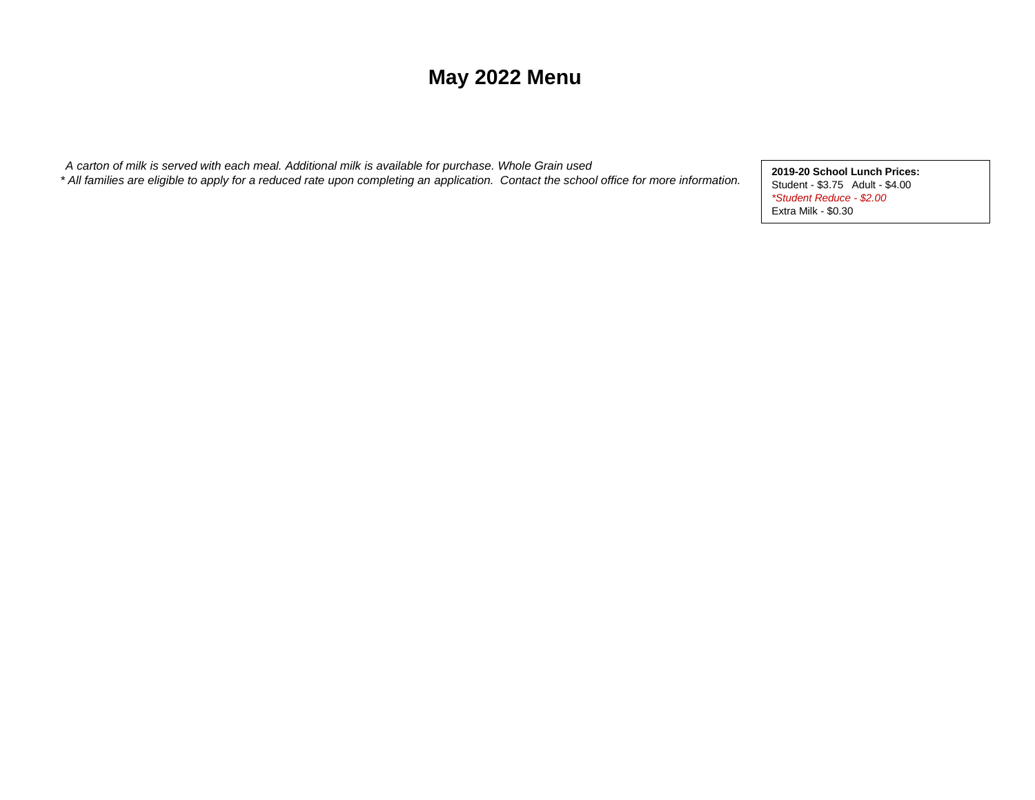# May 2022 Menu

*A carton of milk is served with each meal. Additional milk is available for purchase. Whole Grain used*

*\* All families are eligible to apply for a reduced rate upon completing an application. Contact the school office for more information.*

**2019-20 School Lunch Prices:**
Student - $3.75 Adult - $4.00
*\*Student Reduce - $2.00*
Extra Milk - $0.30